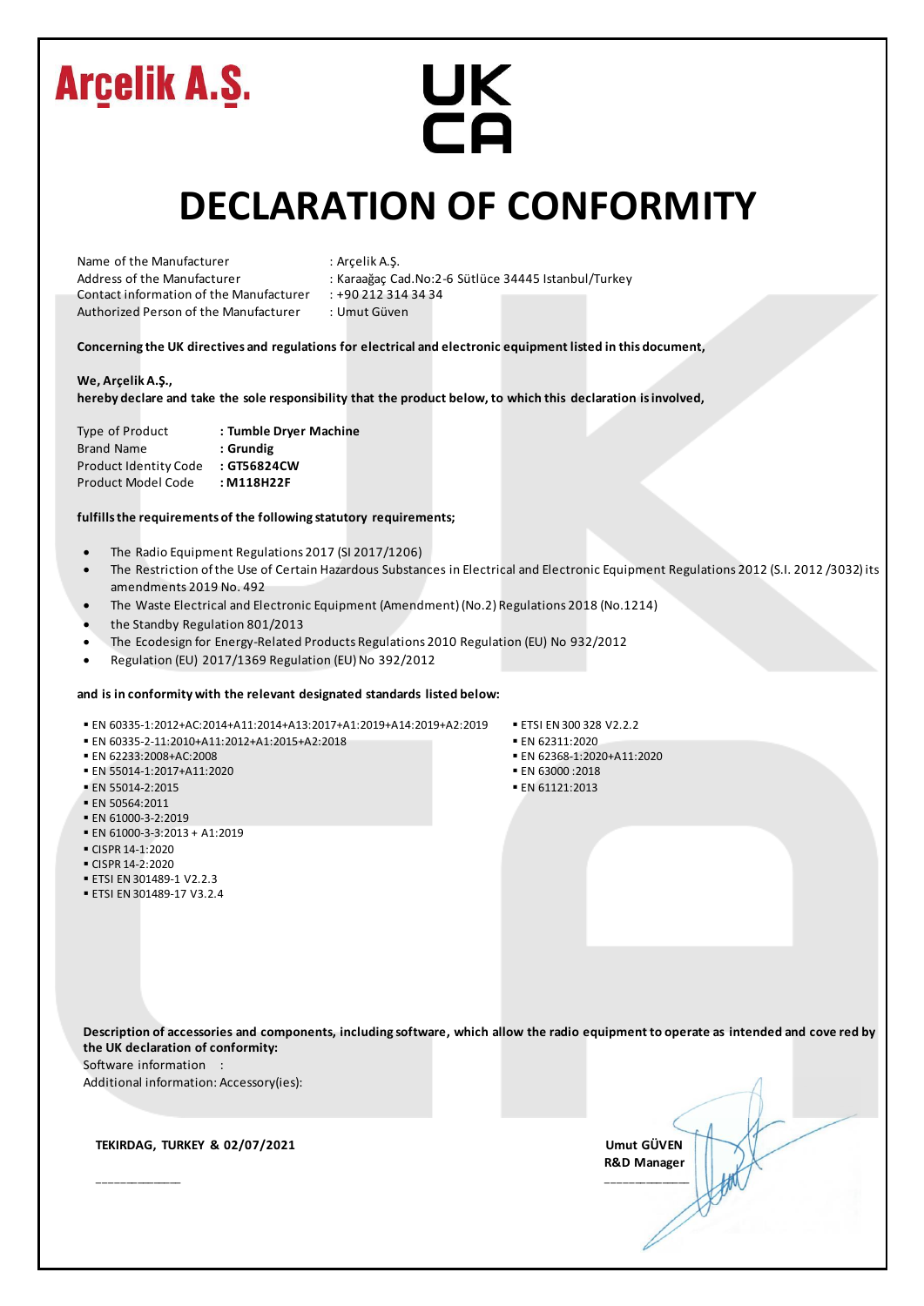**Arçelik A.Ş.**

**UK CA**

# DECLARATION OF CONFORMITY

| | |
|---|---|
| Name of the Manufacturer | : Arçelik A.Ş. |
| Address of the Manufacturer | : Karaağaç Cad.No:2-6 Sütlüce 34445 Istanbul/Turkey |
| Contact information of the Manufacturer | : +90 212 314 34 34 |
| Authorized Person of the Manufacturer | : Umut Güven |

**Concerning the UK directives and regulations for electrical and electronic equipment listed in this document,**

**We, Arçelik A.Ş.,**
**hereby declare and take the sole responsibility that the product below, to which this declaration is involved,**

| | |
|---|---|
| Type of Product | **: Tumble Dryer Machine** |
| Brand Name | **: Grundig** |
| Product Identity Code | **: GT56824CW** |
| Product Model Code | **: M118H22F** |

**fulfills the requirements of the following statutory requirements;**

- The Radio Equipment Regulations 2017 (SI 2017/1206)
- The Restriction of the Use of Certain Hazardous Substances in Electrical and Electronic Equipment Regulations 2012 (S.I. 2012 /3032) its amendments 2019 No. 492
- The Waste Electrical and Electronic Equipment (Amendment) (No.2) Regulations 2018 (No.1214)
- the Standby Regulation 801/2013
- The Ecodesign for Energy-Related Products Regulations 2010 Regulation (EU) No 932/2012
- Regulation (EU) 2017/1369 Regulation (EU) No 392/2012

**and is in conformity with the relevant designated standards listed below:**

- EN 60335-1:2012+AC:2014+A11:2014+A13:2017+A1:2019+A14:2019+A2:2019
- EN 60335-2-11:2010+A11:2012+A1:2015+A2:2018
- EN 62233:2008+AC:2008
- EN 55014-1:2017+A11:2020
- EN 55014-2:2015
- EN 50564:2011
- EN 61000-3-2:2019
- EN 61000-3-3:2013 + A1:2019
- CISPR 14-1:2020
- CISPR 14-2:2020
- ETSI EN 301489-1 V2.2.3
- ETSI EN 301489-17 V3.2.4
- ETSI EN 300 328 V2.2.2
- EN 62311:2020
- EN 62368-1:2020+A11:2020
- EN 63000 :2018
- EN 61121:2013

**Description of accessories and components, including software, which allow the radio equipment to operate as intended and cove red by the UK declaration of conformity:**

Software information :

Additional information: Accessory(ies):

**TEKIRDAG, TURKEY & 02/07/2021**

**Umut GÜVEN**
**R&D Manager**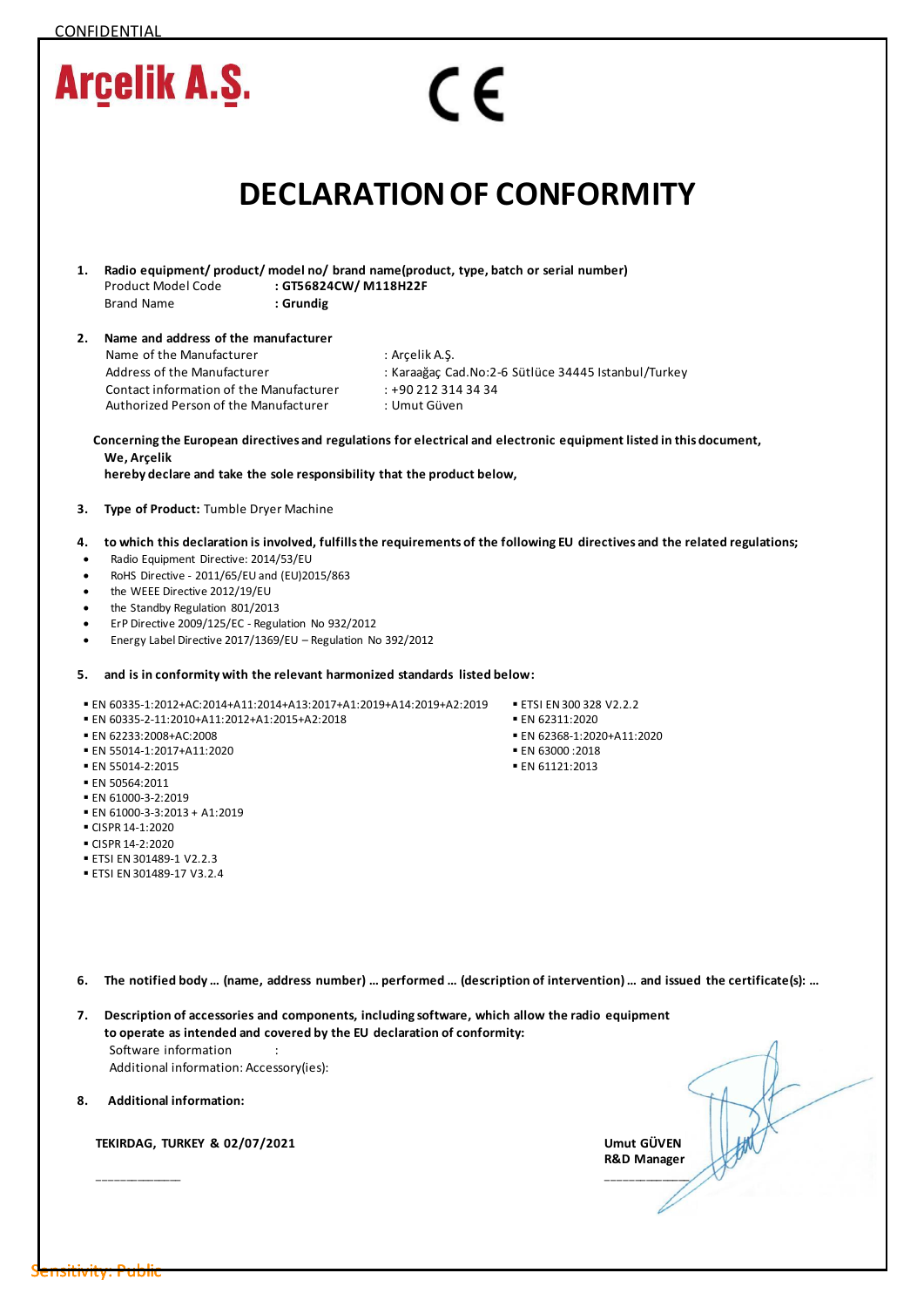CONFIDENTIAL

Arçelik A.Ş.

CE

# DECLARATION OF CONFORMITY

1. **Radio equipment/ product/ model no/ brand name(product, type, batch or serial number)**
   Product Model Code **: GT56824CW/ M118H22F**
   Brand Name **: Grundig**

2. **Name and address of the manufacturer**
   Name of the Manufacturer : Arçelik A.Ş.
   Address of the Manufacturer : Karaağaç Cad.No:2-6 Sütlüce 34445 Istanbul/Turkey
   Contact information of the Manufacturer : +90 212 314 34 34
   Authorized Person of the Manufacturer : Umut Güven

**Concerning the European directives and regulations for electrical and electronic equipment listed in this document,**
**We, Arçelik**
**hereby declare and take the sole responsibility that the product below,**

3. **Type of Product:** Tumble Dryer Machine

4. **to which this declaration is involved, fulfills the requirements of the following EU directives and the related regulations;**

- Radio Equipment Directive: 2014/53/EU
- RoHS Directive - 2011/65/EU and (EU)2015/863
- the WEEE Directive 2012/19/EU
- the Standby Regulation 801/2013
- ErP Directive 2009/125/EC - Regulation No 932/2012
- Energy Label Directive 2017/1369/EU – Regulation No 392/2012

5. **and is in conformity with the relevant harmonized standards listed below:**

- EN 60335-1:2012+AC:2014+A11:2014+A13:2017+A1:2019+A14:2019+A2:2019
- EN 60335-2-11:2010+A11:2012+A1:2015+A2:2018
- EN 62233:2008+AC:2008
- EN 55014-1:2017+A11:2020
- EN 55014-2:2015
- EN 50564:2011
- EN 61000-3-2:2019
- EN 61000-3-3:2013 + A1:2019
- CISPR 14-1:2020
- CISPR 14-2:2020
- ETSI EN 301489-1 V2.2.3
- ETSI EN 301489-17 V3.2.4
- ETSI EN 300 328 V2.2.2
- EN 62311:2020
- EN 62368-1:2020+A11:2020
- EN 63000 :2018
- EN 61121:2013

6. **The notified body … (name, address number) … performed … (description of intervention) … and issued the certificate(s): …**

7. **Description of accessories and components, including software, which allow the radio equipment to operate as intended and covered by the EU declaration of conformity:**
   Software information :
   Additional information: Accessory(ies):

8. **Additional information:**

**TEKIRDAG, TURKEY & 02/07/2021**

**Umut GÜVEN**
**R&D Manager**

Sensitivity: Public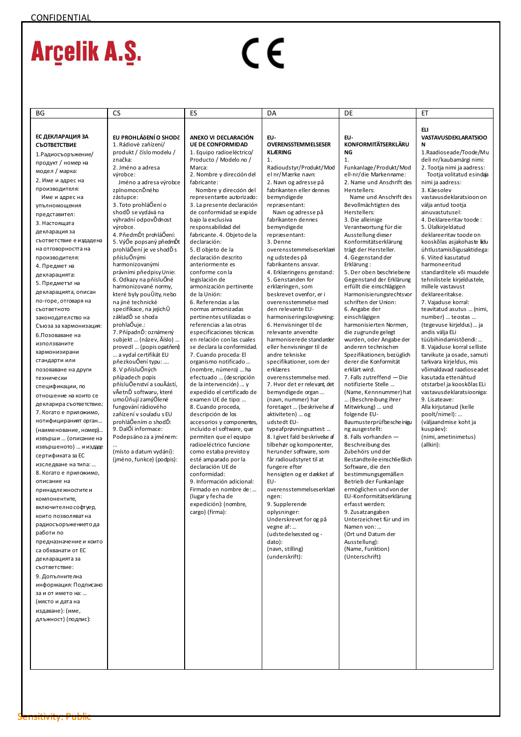CONFIDENTIAL

**Arçelik A.Ş.**

CE

| BG | CS | ES | DA | DE | ET |
|---|---|---|---|---|---|
| **ЕС ДЕКЛАРАЦИЯ ЗА СЪОТВЕТСТВИЕ**<br>1.Радиосъоръжение/ продукт / номер на модел / марка:<br>2. Име и адрес на производителя:<br>Име и адрес на упълномощения представител:<br>3. Настоящата декларация за съответствие е издадена на отговорността на производителя:<br>4. Предмет на декларацията:<br>5. Предметът на декларацията, описан по-горе, отговаря на съответното законодателство на Съюза за хармонизация:<br>6.Позоваване на използваните хармонизирани стандарти или позоваване на други технически спецификации, по отношение на които се декларира съответствие:<br>7. Когато е приложимо, нотифицираният орган... (наименование, номер)... извърши ... (описание на извършеното) ... и издаде сертификата за ЕС изследване на типа: ...<br>8. Когато е приложимо, описание на принадлежностите и компонентите, включително софтуер, които позволяват на радиосъоръжението да работи по предназначение и които са обхванати от ЕС декларацията за съответствие:<br>9. Допълнителна информация: Подписано за и от името на: ...<br>(място и дата на издаване): (име, длъжност) (подпис): | **EU PROHLÁŠENÍ O SHODĚ**<br>1. Rádiové zařízení/ produkt / číslo modelu / značka:<br>2. Jméno a adresa výrobce:<br>Jméno a adresa výrobce zplnomocněného zástupce:<br>3. Toto prohlášení o shodě se vydává na výhradní odpovědnost výrobce.<br>4. Předmět prohlášení:<br>5. Výše popsaný předmět prohlášení je ve shodě s příslušnými harmonizovanými právními předpisy Unie:<br>6. Odkazy na příslušné harmonizované normy, které byly použity, nebo na jiné technické specifikace, na jejichž základě se shoda prohlašuje.:<br>7. Případně: oznámený subjekt ... (název, číslo) ... provedl ... (popis opatření) ... a vydal certifikát EU přezkoušení typu: ....<br>8. V příslušných případech popis příslušenství a součástí, včetně softwaru, které umožňují zamýšlené fungování rádiového zařízení v souladu s EU prohlášením o shodě:<br>9. Další informace:<br>Podepsáno za a jménem:<br><br>(místo a datum vydání): (jméno, funkce) (podpis): | **ANEXO VI DECLARACIÓN UE DE CONFORMIDAD**<br>1. Equipo radioeléctrico/ Producto / Modelo no / Marca:<br>2. Nombre y dirección del fabricante:<br>Nombre y dirección del representante autorizado:<br>3. La presente declaración de conformidad se expide bajo la exclusiva responsabilidad del fabricante. 4. Objeto de la declaración:<br>5. El objeto de la declaración descrito anteriormente es conforme con la legislación de armonización pertinente de la Unión:<br>6. Referencias a las normas armonizadas pertinentes utilizadas o referencias a las otras especificaciones técnicas en relación con las cuales se declara la conformidad.<br>7. Cuando proceda: El organismo notificado ... (nombre, número) ... ha efectuado ... (descripción de la intervención) ... y expedido el certificado de examen UE de tipo: ...<br>8. Cuando proceda, descripción de los accesorios y componentes, incluido el software, que permiten que el equipo radioeléctrico funcione como estaba previsto y esté amparado por la declaración UE de conformidad:<br>9. Información adicional: Firmado en nombre de: ... (lugar y fecha de expedición): (nombre, cargo) (firma): | **EU-OVERENSSTEMMELSESERKLÆRING**<br>1. Radioudstyr/Produkt/Model nr/Mærke navn:<br>2. Navn og adresse på fabrikanten eller dennes bemyndigede repræsentant:<br>Navn og adresse på fabrikanten dennes bemyndigede repræsentant:<br>3. Denne overensstemmelseserklæring udstedes på fabrikantens ansvar.<br>4. Erklæringens genstand:<br>5. Genstanden for erklæringen, som beskrevet ovenfor, er i overensstemmelse med den relevante EU-harmoniseringslovgivning:<br>6. Henvisninger til de relevante anvendte harmoniserede standarder eller henvisninger til de andre tekniske specifikationer, som der erklæres overensstemmelse med.<br>7. Hvor det er relevant, det bemyndigede organ ... (navn, nummer) har foretaget ... (beskrivelse af aktiviteten) ... og udstedt EU-typeafprøvningsattest: ...<br>8. I givet fald beskrivelse af tilbehør og komponenter, herunder software, som får radioudstyret til at fungere efter hensigten og er dækket af EU-overensstemmelseserklæringen:<br>9. Supplerende oplysninger:<br>Underskrevet for og på vegne af: ...<br>(udstedelsessted og -dato):<br>(navn, stilling)<br>(underskrift): | **EU-KONFORMITÄTSERKLÄRUNG**<br>1. Funkanlage/Produkt/Modell-nr/die Markenname:<br>2. Name und Anschrift des Herstellers:<br>Name und Anschrift des Bevollmächtigten des Herstellers:<br>3. Die alleinige Verantwortung für die Ausstellung dieser Konformitätserklärung trägt der Hersteller.<br>4. Gegenstand der Erklärung :<br>5. Der oben beschriebene Gegenstand der Erklärung erfüllt die einschlägigen Harmonisierungsrechtsvorschriften der Union:<br>6. Angabe der einschlägigen harmonisierten Normen, die zugrunde gelegt wurden, oder Angabe der anderen technischen Spezifikationen, bezüglich derer die Konformität erklärt wird.<br>7. Falls zutreffend — Die notifizierte Stelle ... (Name, Kennnummer) hat ... (Beschreibung ihrer Mitwirkung) ... und folgende EU-Baumusterprüfbescheinigung ausgestellt:<br>8. Falls vorhanden — Beschreibung des Zubehörs und der Bestandteile einschließlich Software, die den bestimmungsgemäßen Betrieb der Funkanlage ermöglichen und von der EU-Konformitätserklärung erfasst werden:<br>9. Zusatzangaben<br>Unterzeichnet für und im Namen von: ...<br>(Ort und Datum der Ausstellung):<br>(Name, Funktion)<br>(Unterschrift): | **ELI VASTAVUSDEKLARATSIOON**<br>1.Raadioseade/Toode/Mudeli nr/kaubamärgi nimi:<br>2. Tootja nimi ja aadress:<br>Tootja volitatud esindaja nimi ja aadress:<br>3. Käesolev vastavusdeklaratsioon on välja antud tootja ainuvastutusel:<br>4. Deklareeritav toode :<br>5. Ülalkirjeldatud deklareeritav toode on kooskõlas asjakohaste liidu ühtlustamisõigusaktidega:<br>6. Viited kasutatud harmoneeritud standarditele või muudele tehnilistele kirjeldustele, millele vastavust deklareeritakse.<br>7. Vajaduse korral: teavitatud asutus ... (nimi, number) ... teostas ... (tegevuse kirjeldus) ... ja andis välja ELi tüübihindamistõendi: ...<br>8. Vajaduse korral selliste tarvikute ja osade, samuti tarkvara kirjeldus, mis võimaldavad raadioseadet kasutada ettenähtud otstarbel ja kooskõlas ELi vastavusdeklaratsiooniga:<br>9. Lisateave:<br>Alla kirjutanud (kelle poolt/nimel): ...<br>(väljaandmise koht ja kuupäev):<br>(nimi, ametinimetus)<br>(allkiri): |

Sensitivity: Public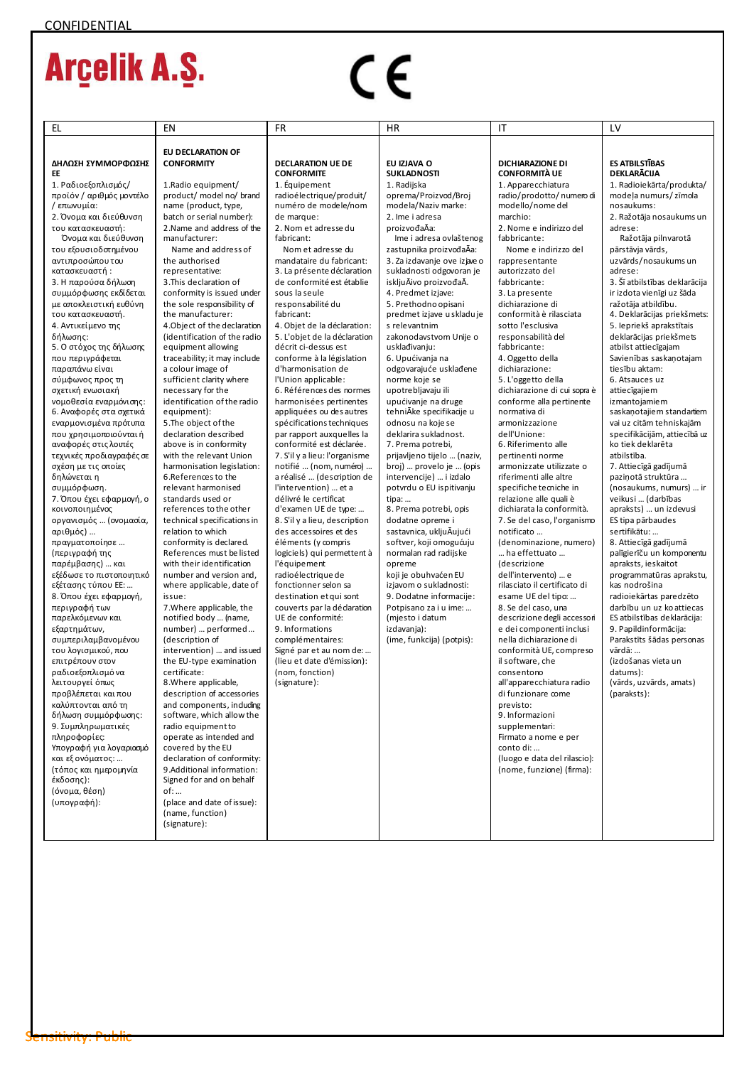CONFIDENTIAL

**Arçelik A.Ş.**

CE

| EL | EN | FR | HR | IT | LV |
|---|---|---|---|---|---|
| **ΔΗΛΩΣΗ ΣΥΜΜΟΡΦΩΣΗΣ ΕΕ**<br>1. Ραδιοεξοπλισμός/ προϊόν / αριθμός μοντέλο / επωνυμία:<br>2. Όνομα και διεύθυνση του κατασκευαστή:<br>Όνομα και διεύθυνση του εξουσιοδοτημένου αντιπροσώπου του κατασκευαστή :<br>3. Η παρούσα δήλωση συμμόρφωσης εκδίδεται με αποκλειστική ευθύνη του κατασκευαστή.<br>4. Αντικείμενο της δήλωσης:<br>5. Ο στόχος της δήλωσης που περιγράφεται παραπάνω είναι σύμφωνος προς τη σχετική ενωσιακή νομοθεσία εναρμόνισης:<br>6. Αναφορές στα σχετικά εναρμονισμένα πρότυπα που χρησιμοποιούνται ή αναφορές στις λοιπές τεχνικές προδιαγραφές σε σχέση με τις οποίες δηλώνεται η συμμόρφωση.<br>7. Όπου έχει εφαρμογή, ο κοινοποιημένος οργανισμός … (ονομασία, αριθμός) … πραγματοποίησε … (περιγραφή της παρέμβασης) … και εξέδωσε το πιστοποιητικό εξέτασης τύπου ΕΕ: …<br>8. Όπου έχει εφαρμογή, περιγραφή των παρελκόμενων και εξαρτημάτων, συμπεριλαμβανομένου του λογισμικού, που επιτρέπουν στον ραδιοεξοπλισμό να λειτουργεί όπως προβλέπεται και που καλύπτονται από τη δήλωση συμμόρφωσης:<br>9. Συμπληρωματικές πληροφορίες:<br>Υπογραφή για λογαριασμό και εξ ονόματος: …<br>(τόπος και ημερομηνία έκδοσης):<br>(όνομα, θέση)<br>(υπογραφή): | **EU DECLARATION OF CONFORMITY**<br>1.Radio equipment/ product/ model no/ brand name (product, type, batch or serial number):<br>2.Name and address of the manufacturer:<br>Name and address of the authorised representative:<br>3.This declaration of conformity is issued under the sole responsibility of the manufacturer:<br>4.Object of the declaration (identification of the radio equipment allowing traceability; it may include a colour image of sufficient clarity where necessary for the identification of the radio equipment):<br>5.The object of the declaration described above is in conformity with the relevant Union harmonisation legislation:<br>6.References to the relevant harmonised standards used or references to the other technical specifications in relation to which conformity is declared. References must be listed with their identification number and version and, where applicable, date of issue:<br>7.Where applicable, the notified body … (name, number) … performed … (description of intervention) … and issued the EU-type examination certificate:<br>8.Where applicable, description of accessories and components, including software, which allow the radio equipment to operate as intended and covered by the EU declaration of conformity:<br>9.Additional information:<br>Signed for and on behalf of: …<br>(place and date of issue):<br>(name, function)<br>(signature): | **DECLARATION UE DE CONFORMITE**<br>1. Équipement radioélectrique/produit/ numéro de modele/nom de marque:<br>2. Nom et adresse du fabricant:<br>Nom et adresse du mandataire du fabricant:<br>3. La présente déclaration de conformité est établie sous la seule responsabilité du fabricant:<br>4. Objet de la déclaration:<br>5. L'objet de la déclaration décrit ci-dessus est conforme à la législation d'harmonisation de l'Union applicable:<br>6. Références des normes harmonisées pertinentes appliquées ou des autres spécifications techniques par rapport auxquelles la conformité est déclarée.<br>7. S'il y a lieu: l'organisme notifié … (nom, numéro) … a réalisé … (description de l'intervention) … et a délivré le certificat d'examen UE de type: …<br>8. S'il y a lieu, description des accessoires et des éléments (y compris logiciels) qui permettent à l'équipement radioélectrique de fonctionner selon sa destination et qui sont couverts par la déclaration UE de conformité:<br>9. Informations complémentaires:<br>Signé par et au nom de: …<br>(lieu et date d'émission):<br>(nom, fonction)<br>(signature): | **EU IZJAVA O SUKLADNOSTI**<br>1. Radijska oprema/Proizvod/Broj modela/Naziv marke:<br>2. Ime i adresa proizvođAa:<br>Ime i adresa ovlaštenog zastupnika proizvođAa:<br>3. Za izdavanje ove izjave o sukladnosti odgovoran je iskljuAivo proizvođA.<br>4. Predmet izjave:<br>5. Prethodno opisani predmet izjave u skladu je s relevantnim zakonodavstvom Unije o usklađivanju:<br>6. Upućivanja na odgovarajuće usklađene norme koje se upotrebljavaju ili upućivanje na druge tehniAke specifikacije u odnosu na koje se deklarira sukladnost.<br>7. Prema potrebi, prijavljeno tijelo … (naziv, broj) … provelo je … (opis intervencije) … i izdalo potvrdu o EU ispitivanju tipa: …<br>8. Prema potrebi, opis dodatne opreme i sastavnica, ukljuAujući softver, koji omogućuju normalan rad radijske opreme koji je obuhvaćen EU izjavom o sukladnosti:<br>9. Dodatne informacije:<br>Potpisano za i u ime: …<br>(mjesto i datum izdavanja):<br>(ime, funkcija) (potpis): | **DICHIARAZIONE DI CONFORMITÀ UE**<br>1. Apparecchiatura radio/prodotto/ numero di modello/nome del marchio:<br>2. Nome e indirizzo del fabbricante:<br>Nome e indirizzo del rappresentante autorizzato del fabbricante:<br>3. La presente dichiarazione di conformità è rilasciata sotto l'esclusiva responsabilità del fabbricante:<br>4. Oggetto della dichiarazione:<br>5. L'oggetto della dichiarazione di cui sopra è conforme alla pertinente normativa di armonizzazione dell'Unione:<br>6. Riferimento alle pertinenti norme armonizzate utilizzate o riferimenti alle altre specifiche tecniche in relazione alle quali è dichiarata la conformità.<br>7. Se del caso, l'organismo notificato … (denominazione, numero) … ha effettuato … (descrizione dell'intervento) … e rilasciato il certificato di esame UE del tipo: …<br>8. Se del caso, una descrizione degli accessori e dei componenti inclusi nella dichiarazione di conformità UE, compreso il software, che consentono all'apparecchiatura radio di funzionare come previsto:<br>9. Informazioni supplementari:<br>Firmato a nome e per conto di: …<br>(luogo e data del rilascio):<br>(nome, funzione) (firma): | **ES ATBILSTĪBAS DEKLARĀCIJA**<br>1. Radioiekārta/produkta/ modeļa numurs/ zīmola nosaukums:<br>2. Ražotāja nosaukums un adrese:<br>Ražotāja pilnvarotā pārstāvja vārds, uzvārds/nosaukums un adrese:<br>3. Šī atbilstības deklarācija ir izdota vienīgi uz šāda ražotāja atbildību.<br>4. Deklarācijas priekšmets:<br>5. Iepriekš aprakstītais deklarācijas priekšmets atbilst attiecīgajam Savienības saskaņotajam tiesību aktam:<br>6. Atsauces uz attiecīgajiem izmantojamiem saskaņotajiem standartiem vai uz citām tehniskajām specifikācijām, attiecībā uz ko tiek deklarēta atbilstība.<br>7. Attiecīgā gadījumā paziņotā struktūra … (nosaukums, numurs) … ir veikusi … (darbības apraksts) … un izdevusi ES tipa pārbaudes sertifikātu: …<br>8. Attiecīgā gadījumā palīgierīču un komponentu apraksts, ieskaitot programmatūras aprakstu, kas nodrošina radioiekārtas paredzēto darbību un ko attiecas ES atbilstības deklarācija:<br>9. Papildinformācija:<br>Parakstīts šādas personas vārdā: …<br>(izdošanas vieta un datums):<br>(vārds, uzvārds, amats)<br>(paraksts): |

Sensitivity: Public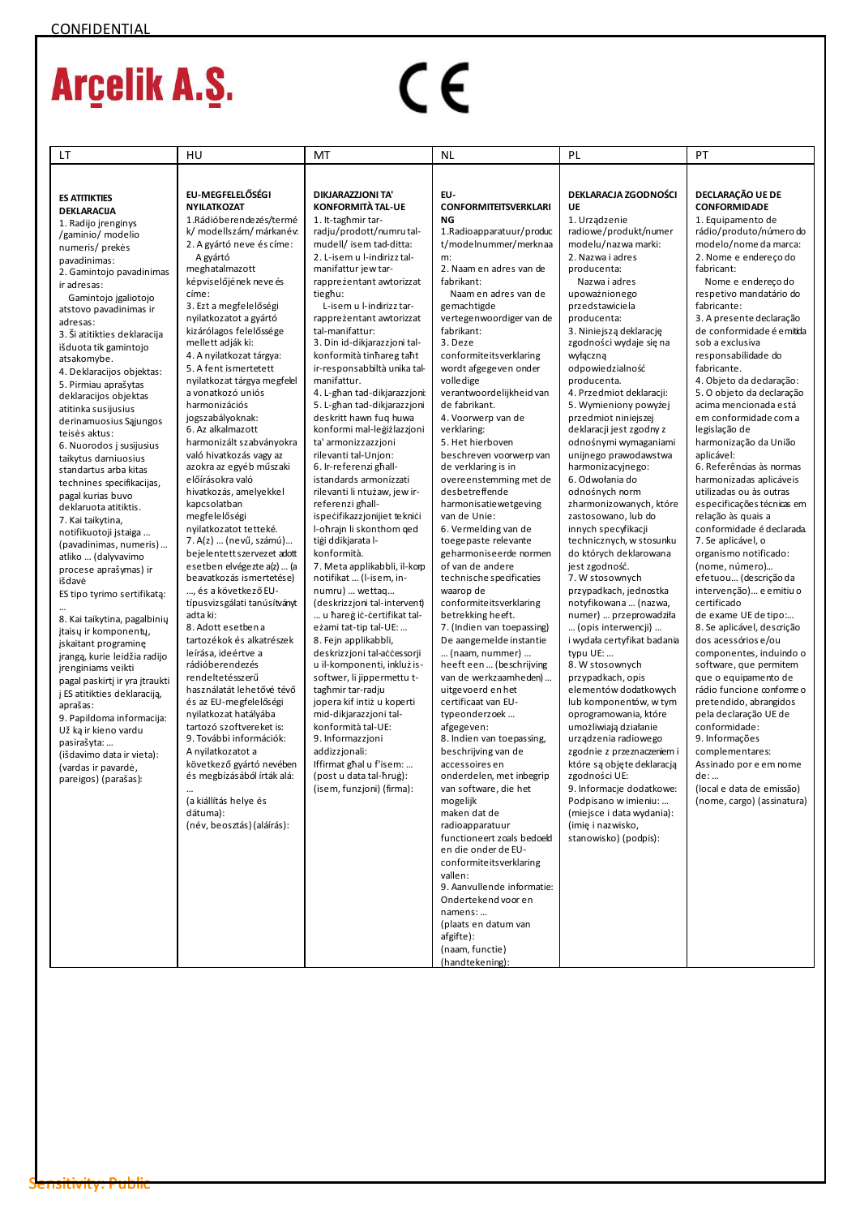CONFIDENTIAL

Arçelik A.Ş.

CE

| LT | HU | MT | NL | PL | PT |
|---|---|---|---|---|---|
| **ES ATITIKTIES DEKLARACIJA**<br>1. Radijo įrenginys /gaminio/ modelio numeris/ prekės pavadinimas:<br>2. Gamintojo pavadinimas ir adresas:<br>Gamintojo įgaliotojo atstovo pavadinimas ir adresas:<br>3. Ši atitikties deklaracija išduota tik gamintojo atsakomybe.<br>4. Deklaracijos objektas:<br>5. Pirmiau aprašytas deklaracijos objektas atitinka susijusius derinamuosius Sąjungos teisės aktus:<br>6. Nuorodos į susijusius taikytus darniuosius standartus arba kitas technines specifikacijas, pagal kurias buvo deklaruota atitiktis.<br>7. Kai taikytina, notifikuotoji įstaiga … (pavadinimas, numeris) … atliko … (dalyvavimo procese aprašymas) ir išdavė<br>ES tipo tyrimo sertifikatą:<br>…<br>8. Kai taikytina, pagalbinių įtaisų ir komponentų, įskaitant programinę įrangą, kurie leidžia radijo įrenginiams veikti pagal paskirtį ir yra įtraukti į ES atitikties deklaraciją, aprašas:<br>9. Papildoma informacija:<br>Už ką ir kieno vardu pasirašyta: …<br>(išdavimo data ir vieta):<br>(vardas ir pavardė, pareigos) (parašas): | **EU-MEGFELELŐSÉGI NYILATKOZAT**<br>1.Rádióberendezés/termék/ modellszám/ márkanév:<br>2. A gyártó neve és címe:<br>A gyártó meghatalmazott képviselőjének neve és címe:<br>3. Ezt a megfelelőségi nyilatkozatot a gyártó kizárólagos felelőssége mellett adják ki:<br>4. A nyilatkozat tárgya:<br>5. A fent ismertetett nyilatkozat tárgya megfelel a vonatkozó uniós harmonizációs jogszabályoknak:<br>6. Az alkalmazott harmonizált szabványokra való hivatkozás vagy az azokra az egyéb műszaki előírásokra való hivatkozás, amelyekkel kapcsolatban megfelelőségi nyilatkozatot tetteké.<br>7. A(z) … (nevű, számú)… bejelentett szervezet adott esetben elvégezte a(z) … (a beavatkozás ismertetése) …, és a következő EU-típusvizsgálati tanúsítványt adta ki:<br>8. Adott esetben a tartozékok és alkatrészek leírása, ideértve a rádióberendezés rendeltetésszerű használatát lehetővé tévő és az EU-megfelelőségi nyilatkozat hatályába tartozó szoftvereket is:<br>9. További információk:<br>A nyilatkozatot a következő gyártó nevében és megbízásából írták alá:<br>…<br>(a kiállítás helye és dátuma):<br>(név, beosztás) (aláírás): | **DIKJARAZZJONI TA' KONFORMITÀ TAL-UE**<br>1. It-tagħmir tar-radju/prodott/numru tal-mudell/ isem tad-ditta:<br>2. L-isem u l-indirizz tal-manifattur jew tar-rappreżentant awtorizzat tiegħu:<br>L-isem u l-indirizz tar-rappreżentant awtorizzat tal-manifattur:<br>3. Din id-dikjarazzjoni tal-konformità tinħareg taħt ir-responsabbiltà unika tal-manifattur.<br>4. L-għan tad-dikjarazzjoni:<br>5. L-għan tad-dikjarazzjoni deskritt hawn fuq huwa konformi mal-leġiżlazzjoni ta' armonizzazzjoni rilevanti tal-Unjon:<br>6. Ir-referenzi għall-istandards armonizzati rilevanti li ntużaw, jew ir-referenzi għall-ispeċifikazzjonijiet tekniċi l-oħrajn li skonthom qed tiġi ddikjarata l-konformità.<br>7. Meta applikabbli, il-korp notifikat … (l-isem, in-numru) … wettaq… (deskrizzjoni tal-intervent) … u ħareġ iċ-ċertifikat tal-eżami tat-tip tal-UE: …<br>8. Fejn applikabbli, deskrizzjoni tal-aċċessorji u il-komponenti, inkluż is-softwer, li jippermettu t-tagħmir tar-radju jopera kif intiż u koperti mid-dikjarazzjoni tal-konformità tal-UE:<br>9. Informazzjoni addizzjonali:<br>Iffirmat għal u f'isem: …<br>(post u data tal-ħruġ):<br>(isem, funzjoni) (firma): | **EU-CONFORMITEITSVERKLARING**<br>1.Radioapparatuur/product/modelnummer/merknaam:<br>2. Naam en adres van de fabrikant:<br>Naam en adres van de gemachtigde vertegenwoordiger van de fabrikant:<br>3. Deze conformiteitsverklaring wordt afgegeven onder volledige verantwoordelijkheid van de fabrikant.<br>4. Voorwerp van de verklaring:<br>5. Het hierboven beschreven voorwerp van de verklaring is in overeenstemming met de desbetreffende harmonisatiewetgeving van de Unie:<br>6. Vermelding van de toegepaste relevante geharmoniseerde normen of van de andere technische specificaties waarop de conformiteitsverklaring betrekking heeft.<br>7. (Indien van toepassing) De aangemelde instantie … (naam, nummer) … heeft een … (beschrijving van de werkzaamheden) … uitgevoerd en het certificaat van EU-typeonderzoek … afgegeven:<br>8. Indien van toepassing, beschrijving van de accessoires en onderdelen, met inbegrip van software, die het mogelijk maken dat de radioapparatuur functioneert zoals bedoeld en die onder de EU-conformiteitsverklaring vallen:<br>9. Aanvullende informatie:<br>Ondertekend voor en namens: …<br>(plaats en datum van afgifte):<br>(naam, functie) (handtekening): | **DEKLARACJA ZGODNOŚCI UE**<br>1. Urządzenie radiowe/produkt/numer modelu/nazwa marki:<br>2. Nazwa i adres producenta:<br>Nazwa i adres upoważnionego przedstawiciela producenta:<br>3. Niniejszą deklarację zgodności wydaje się na wyłączną odpowiedzialność producenta.<br>4. Przedmiot deklaracji:<br>5. Wymieniony powyżej przedmiot niniejszej deklaracji jest zgodny z odnośnymi wymaganiami unijnego prawodawstwa harmonizacyjnego:<br>6. Odwołania do odnośnych norm zharmonizowanych, które zastosowano, lub do innych specyfikacji technicznych, w stosunku do których deklarowana jest zgodność.<br>7. W stosownych przypadkach, jednostka notyfikowana … (nazwa, numer) … przeprowadziła … (opis interwencji) … i wydała certyfikat badania typu UE: …<br>8. W stosownych przypadkach, opis elementów dodatkowych lub komponentów, w tym oprogramowania, które umożliwiają działanie urządzenia radiowego zgodnie z przeznaczeniem i które są objęte deklaracją zgodności UE:<br>9. Informacje dodatkowe:<br>Podpisano w imieniu: …<br>(miejsce i data wydania):<br>(imię i nazwisko, stanowisko) (podpis): | **DECLARAÇÃO UE DE CONFORMIDADE**<br>1. Equipamento de rádio/produto/número do modelo/nome da marca:<br>2. Nome e endereço do fabricant:<br>Nome e endereço do respetivo mandatário do fabricante:<br>3. A presente declaração de conformidade é emitida sob a exclusiva responsabilidade do fabricante.<br>4. Objeto da declaração:<br>5. O objeto da declaração acima mencionada está em conformidade com a legislação de harmonização da União aplicável:<br>6. Referências às normas harmonizadas aplicáveis utilizadas ou às outras especificações técnicas em relação às quais a conformidade é declarada.<br>7. Se aplicável, o organismo notificado: (nome, número)… efetuou… (descrição da intervenção)… e emitiu o certificado de exame UE de tipo:…<br>8. Se aplicável, descrição dos acessórios e/ou componentes, incluindo o software, que permitem que o equipamento de rádio funcione conforme o pretendido, abrangidos pela declaração UE de conformidade:<br>9. Informações complementares:<br>Assinado por e em nome de: …<br>(local e data de emissão)<br>(nome, cargo) (assinatura) |

Sensitivity: Public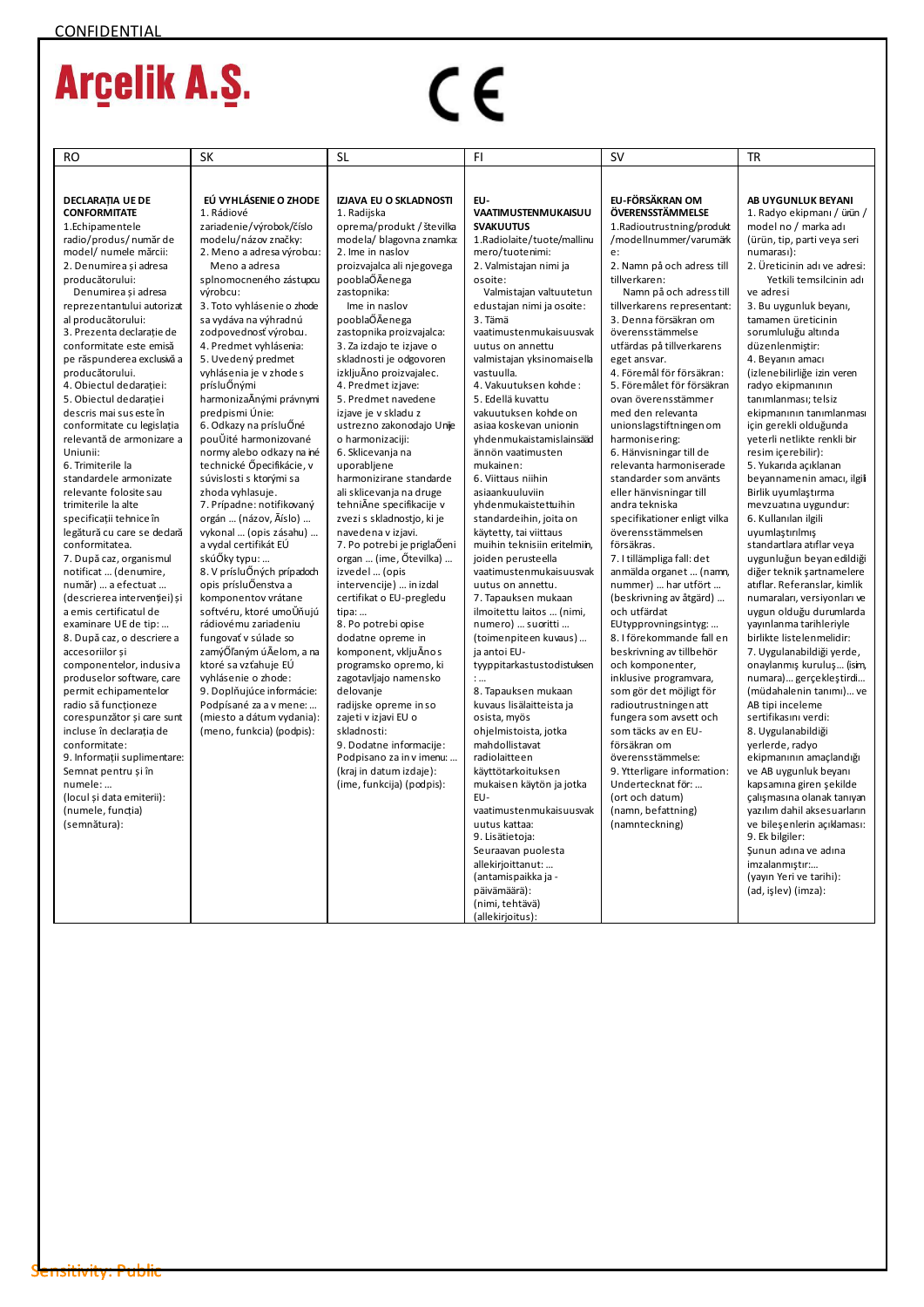CONFIDENTIAL

**Arçelik A.Ş.**

CE

| RO | SK | SL | FI | SV | TR |
|---|---|---|---|---|---|
| **DECLARAȚIA UE DE CONFORMITATE**<br>1.Echipamentele radio/produs/ număr de model/ numele mărcii:<br>2. Denumirea și adresa producătorului:<br>Denumirea și adresa reprezentantului autorizat al producătorului:<br>3. Prezenta declarație de conformitate este emisă pe răspunderea exclusivă a producătorului.<br>4. Obiectul declarației:<br>5. Obiectul declarației descris mai sus este în conformitate cu legislația relevantă de armonizare a Uniunii:<br>6. Trimiterile la standardele armonizate relevante folosite sau trimiterile la alte specificații tehnice în legătură cu care se declară conformitatea.<br>7. După caz, organismul notificat ... (denumire, număr) ... a efectuat ... (descrierea intervenției) și a emis certificatul de examinare UE de tip: ...<br>8. După caz, o descriere a accesoriilor și componentelor, inclusiv a produselor software, care permit echipamentelor radio să funcționeze corespunzător și care sunt incluse în declarația de conformitate:<br>9. Informații suplimentare:<br>Semnat pentru și în numele: ...<br>(locul și data emiterii):<br>(numele, funcția)<br>(semnătura): | **EÚ VYHLÁSENIE O ZHODE**<br>1. Rádiové zariadenie/výrobok/číslo modelu/názov značky:<br>2. Meno a adresa výrobcu:<br>Meno a adresa splnomocneného zástupcu výrobcu:<br>3. Toto vyhlásenie o zhode sa vydáva na výhradnú zodpovednosť výrobcu.<br>4. Predmet vyhlásenia:<br>5. Uvedený predmet vyhlásenia je v zhode s prísluŐnými harmonizaĀnými právnymi predpismi Únie:<br>6. Odkazy na prísluŐné pouŰité harmonizované normy alebo odkazy na iné technické Őpecifikácie, v súvislosti s ktorými sa zhoda vyhlasuje.<br>7. Prípadne: notifikovaný orgán ... (názov, Āíslo) ... vykonal ... (opis zásahu) ... a vydal certifikát EÚ skúŐky typu: ...<br>8. V prísluŐných prípadoch opis prísluŐenstva a komponentov vrátane softvéru, ktoré umoŰŀujú rádiovému zariadeniu fungovať v súlade so zamýŐľaným úĀelom, a na ktoré sa vzťahuje EÚ vyhlásenie o zhode:<br>9. Doplňujúce informácie:<br>Podpísané za a v mene: ...<br>(miesto a dátum vydania):<br>(meno, funkcia) (podpis): | **IZJAVA EU O SKLADNOSTI**<br>1. Radijska oprema/produkt / številka modela/ blagovna znamka:<br>2. Ime in naslov proizvajalca ali njegovega pooblaŐĀenega zastopnika:<br>Ime in naslov pooblaŐĀenega zastopnika proizvajalca:<br>3. Za izdajo te izjave o skladnosti je odgovoren izkljuĀno proizvajalec.<br>4. Predmet izjave:<br>5. Predmet navedene izjave je v skladu z ustrezno zakonodajo Unije o harmonizaciji:<br>6. Sklicevanja na uporabljene harmonizirane standarde ali sklicevanja na druge tehniĀne specifikacije v zvezi s skladnostjo, ki je navedena v izjavi.<br>7. Po potrebi je priglaŐeni organ ... (ime, Őtevilka) ... izvedel ... (opis intervencije) ... in izdal certifikat o EU-pregledu tipa: ...<br>8. Po potrebi opise dodatne opreme in komponent, vkljuĀno s programsko opremo, ki zagotavljajo namensko delovanje radijske opreme in so zajeti v izjavi EU o skladnosti:<br>9. Dodatne informacije:<br>Podpisano za in v imenu: ...<br>(kraj in datum izdaje):<br>(ime, funkcija) (podpis): | **EU-VAATIMUSTENMUKAISUU SVAKUUTUS**<br>1.Radiolaite/tuote/mallinumero/tuotenimi:<br>2. Valmistajan nimi ja osoite:<br>Valmistajan valtuutetun edustajan nimi ja osoite:<br>3. Tämä vaatimustenmukaisuusvakuutus on annettu valmistajan yksinomaisella vastuulla.<br>4. Vakuutuksen kohde:<br>5. Edellä kuvattu vakuutuksen kohde on asiaa koskevan unionin yhdenmukaistamislainsäädännön vaatimusten mukainen:<br>6. Viittaus niihin asiaankuuluviin yhdenmukaistettuihin standardeihin, joita on käytetty, tai viittaus muihin teknisiin eritelmiin, joiden perusteella vaatimustenmukaisuusvakuutus on annettu.<br>7. Tapauksen mukaan ilmoitettu laitos ... (nimi, numero) ... suoritti ... (toimenpiteen kuvaus) ... ja antoi EU-tyyppitarkastustodistuksen: ...<br>8. Tapauksen mukaan kuvaus lisälaitteista ja osista, myös ohjelmistoista, jotka mahdollistavat radiolaitteen käyttötarkoituksen mukaisen käytön ja jotka EU-vaatimustenmukaisuusvakuutus kattaa:<br>9. Lisätietoja:<br>Seuraavan puolesta allekirjoittanut: ...<br>(antamispaikka ja -päivämäärä):<br>(nimi, tehtävä)<br>(allekirjoitus): | **EU-FÖRSÄKRAN OM ÖVERENSSTÄMMELSE**<br>1.Radioutrustning/produkt /modellnummer/varumärke:<br>2. Namn på och adress till tillverkaren:<br>Namn på och adress till tillverkarens representant:<br>3. Denna försäkran om överensstämmelse utfärdas på tillverkarens eget ansvar.<br>4. Föremål för försäkran:<br>5. Föremålet för försäkran ovan överensstämmer med den relevanta unionslagstiftningen om harmonisering:<br>6. Hänvisningar till de relevanta harmoniserade standarder som använts eller hänvisningar till andra tekniska specifikationer enligt vilka överensstämmelsen försäkras.<br>7. I tillämpliga fall: det anmälda organet ... (namn, nummer) ... har utfört ... (beskrivning av åtgärd) ... och utfärdat EUtypprovningsintyg: ...<br>8. I förekommande fall en beskrivning av tillbehör och komponenter, inklusive programvara, som gör det möjligt för radioutrustningen att fungera som avsett och som täcks av en EU-försäkran om överensstämmelse:<br>9. Ytterligare information:<br>Undertecknat för: ...<br>(ort och datum)<br>(namn, befattning)<br>(namnteckning) | **AB UYGUNLUK BEYANI**<br>1. Radyo ekipmanı / ürün / model no / marka adı (ürün, tip, parti veya seri numarası):<br>2. Üreticinin adı ve adresi:<br>Yetkili temsilcinin adı ve adresi<br>3. Bu uygunluk beyanı, tamamen üreticinin sorumluluğu altında düzenlenmiştir:<br>4. Beyanın amacı (izlenebilirliğe izin veren radyo ekipmanının tanımlanması; telsiz ekipmanının tanımlanması için gerekli olduğunda yeterli netlikte renkli bir resim içerebilir):<br>5. Yukarıda açıklanan beyannamenin amacı, ilgili Birlik uyumlaştırma mevzuatına uygundur:<br>6. Kullanılan ilgili uyumlaştırılmış standartlara atıflar veya uygunluğun beyan edildiği diğer teknik şartnamelere atıflar. Referanslar, kimlik numaraları, versiyonları ve uygun olduğu durumlarda yayınlanma tarihleriyle birlikte listelenmelidir:<br>7. Uygulanabildiği yerde, onaylanmış kuruluş... (isim, numara)... gerçekleştirdi... (müdahalenin tanımı)... ve AB tipi inceleme sertifikasını verdi:<br>8. Uygulanabildiği yerlerde, radyo ekipmanının amaçlandığı ve AB uygunluk beyanı kapsamına giren şekilde çalışmasına olanak tanıyan yazılım dahil aksesuarların ve bileşenlerin açıklaması:<br>9. Ek bilgiler:<br>Şunun adına ve adına imzalanmıştır:...<br>(yayın Yeri ve tarihi):<br>(ad, işlev) (imza): |

Sensitivity: Public